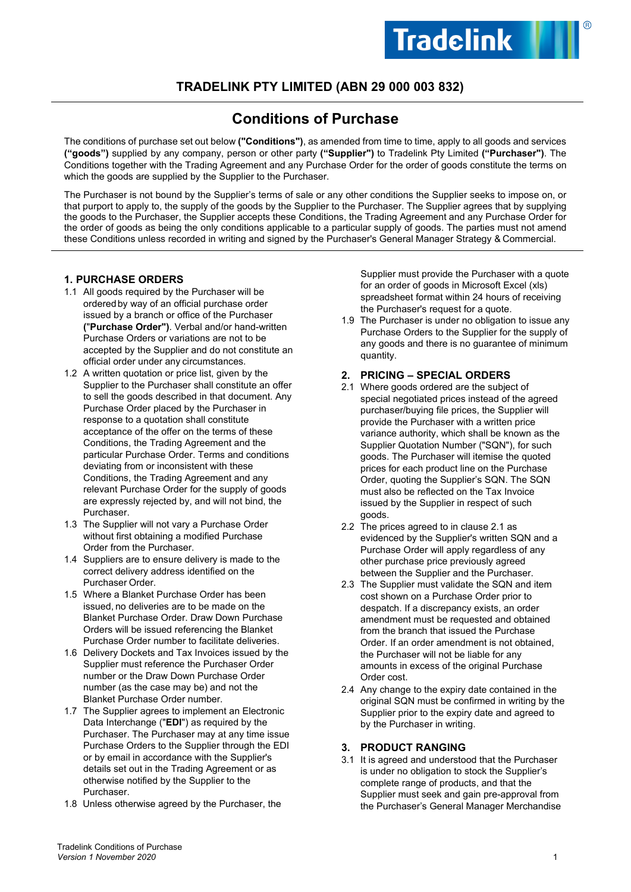# TRADELINK PTY LIMITED (ABN 29 000 003 832)

## Conditions of Purchase

The conditions of purchase set out below **("Conditions")**, as amended from time to time, apply to all goods and services **("goods")** supplied by any company, person or other party **("Supplier")** to Tradelink Pty Limited **("Purchaser")**. The Conditions together with the Trading Agreement and any Purchase Order for the order of goods constitute the terms on which the goods are supplied by the Supplier to the Purchaser.

The Purchaser is not bound by the Supplier's terms of sale or any other conditions the Supplier seeks to impose on, or that purport to apply to, the supply of the goods by the Supplier to the Purchaser. The Supplier agrees that by supplying the goods to the Purchaser, the Supplier accepts these Conditions, the Trading Agreement and any Purchase Order for the order of goods as being the only conditions applicable to a particular supply of goods. The parties must not amend these Conditions unless recorded in writing and signed by the Purchaser's General Manager Strategy & Commercial.

### 1. PURCHASE ORDERS

1.1 All goods required by the Purchaser will be ordered by way of an official purchase order issued by a branch or office of the Purchaser (**"Purchase Order"**). Verbal and/or hand-written Purchase Orders or variations are not to be accepted by the Supplier and do not constitute an official order under any circumstances.

1.2 A written quotation or price list, given by the Supplier to the Purchaser shall constitute an offer to sell the goods described in that document. Any Purchase Order placed by the Purchaser in response to a quotation shall constitute acceptance of the offer on the terms of these Conditions, the Trading Agreement and the particular Purchase Order. Terms and conditions deviating from or inconsistent with these Conditions, the Trading Agreement and any relevant Purchase Order for the supply of goods are expressly rejected by, and will not bind, the Purchaser.

1.3 The Supplier will not vary a Purchase Order without first obtaining a modified Purchase Order from the Purchaser.

1.4 Suppliers are to ensure delivery is made to the correct delivery address identified on the Purchaser Order.

1.5 Where a Blanket Purchase Order has been issued, no deliveries are to be made on the Blanket Purchase Order. Draw Down Purchase Orders will be issued referencing the Blanket Purchase Order number to facilitate deliveries.

1.6 Delivery Dockets and Tax Invoices issued by the Supplier must reference the Purchaser Order number or the Draw Down Purchase Order number (as the case may be) and not the Blanket Purchase Order number.

1.7 The Supplier agrees to implement an Electronic Data Interchange ("**EDI**") as required by the Purchaser. The Purchaser may at any time issue Purchase Orders to the Supplier through the EDI or by email in accordance with the Supplier's details set out in the Trading Agreement or as otherwise notified by the Supplier to the Purchaser.

1.8 Unless otherwise agreed by the Purchaser, the Supplier must provide the Purchaser with a quote for an order of goods in Microsoft Excel (xls) spreadsheet format within 24 hours of receiving the Purchaser's request for a quote.

1.9 The Purchaser is under no obligation to issue any Purchase Orders to the Supplier for the supply of any goods and there is no guarantee of minimum quantity.

### 2. PRICING – SPECIAL ORDERS

2.1 Where goods ordered are the subject of special negotiated prices instead of the agreed purchaser/buying file prices, the Supplier will provide the Purchaser with a written price variance authority, which shall be known as the Supplier Quotation Number ("SQN"), for such goods. The Purchaser will itemise the quoted prices for each product line on the Purchase Order, quoting the Supplier's SQN. The SQN must also be reflected on the Tax Invoice issued by the Supplier in respect of such goods.

2.2 The prices agreed to in clause 2.1 as evidenced by the Supplier's written SQN and a Purchase Order will apply regardless of any other purchase price previously agreed between the Supplier and the Purchaser.

2.3 The Supplier must validate the SQN and item cost shown on a Purchase Order prior to despatch. If a discrepancy exists, an order amendment must be requested and obtained from the branch that issued the Purchase Order. If an order amendment is not obtained, the Purchaser will not be liable for any amounts in excess of the original Purchase Order cost.

2.4 Any change to the expiry date contained in the original SQN must be confirmed in writing by the Supplier prior to the expiry date and agreed to by the Purchaser in writing.

### 3. PRODUCT RANGING

3.1 It is agreed and understood that the Purchaser is under no obligation to stock the Supplier's complete range of products, and that the Supplier must seek and gain pre-approval from the Purchaser's General Manager Merchandise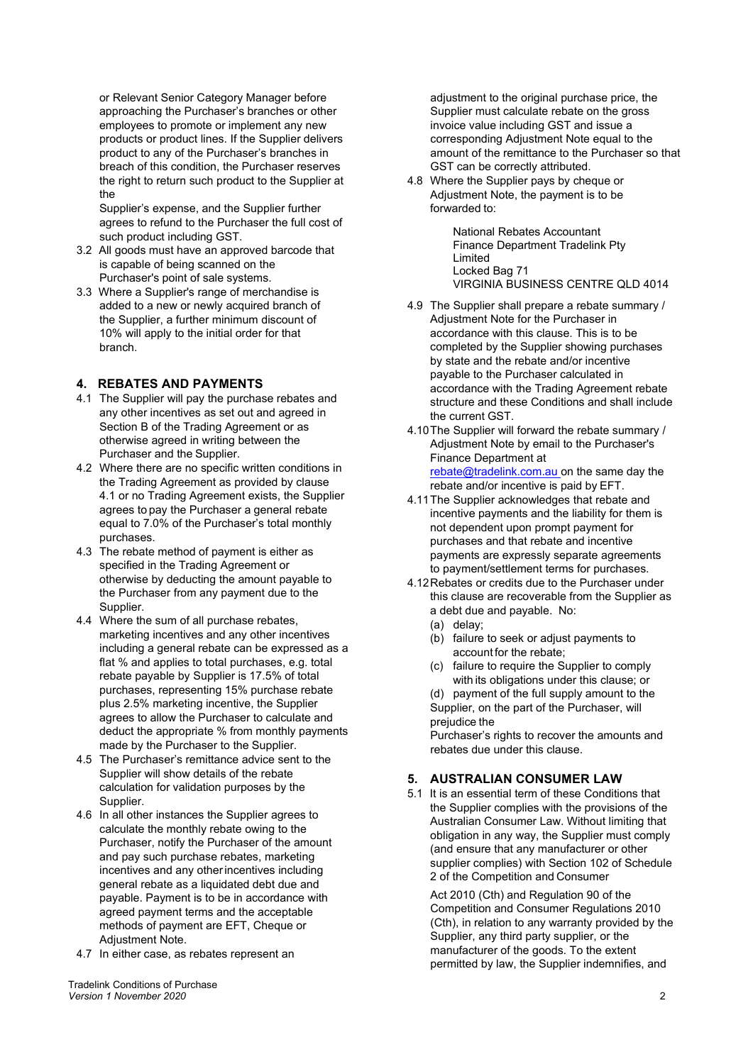or Relevant Senior Category Manager before approaching the Purchaser's branches or other employees to promote or implement any new products or product lines. If the Supplier delivers product to any of the Purchaser's branches in breach of this condition, the Purchaser reserves the right to return such product to the Supplier at the Supplier's expense, and the Supplier further agrees to refund to the Purchaser the full cost of such product including GST.

3.2 All goods must have an approved barcode that is capable of being scanned on the Purchaser's point of sale systems.

3.3 Where a Supplier's range of merchandise is added to a new or newly acquired branch of the Supplier, a further minimum discount of 10% will apply to the initial order for that branch.

## 4. REBATES AND PAYMENTS

4.1 The Supplier will pay the purchase rebates and any other incentives as set out and agreed in Section B of the Trading Agreement or as otherwise agreed in writing between the Purchaser and the Supplier.

4.2 Where there are no specific written conditions in the Trading Agreement as provided by clause 4.1 or no Trading Agreement exists, the Supplier agrees to pay the Purchaser a general rebate equal to 7.0% of the Purchaser's total monthly purchases.

4.3 The rebate method of payment is either as specified in the Trading Agreement or otherwise by deducting the amount payable to the Purchaser from any payment due to the Supplier.

4.4 Where the sum of all purchase rebates, marketing incentives and any other incentives including a general rebate can be expressed as a flat % and applies to total purchases, e.g. total rebate payable by Supplier is 17.5% of total purchases, representing 15% purchase rebate plus 2.5% marketing incentive, the Supplier agrees to allow the Purchaser to calculate and deduct the appropriate % from monthly payments made by the Purchaser to the Supplier.

4.5 The Purchaser's remittance advice sent to the Supplier will show details of the rebate calculation for validation purposes by the Supplier.

4.6 In all other instances the Supplier agrees to calculate the monthly rebate owing to the Purchaser, notify the Purchaser of the amount and pay such purchase rebates, marketing incentives and any other incentives including general rebate as a liquidated debt due and payable. Payment is to be in accordance with agreed payment terms and the acceptable methods of payment are EFT, Cheque or Adjustment Note.

4.7 In either case, as rebates represent an adjustment to the original purchase price, the Supplier must calculate rebate on the gross invoice value including GST and issue a corresponding Adjustment Note equal to the amount of the remittance to the Purchaser so that GST can be correctly attributed.

4.8 Where the Supplier pays by cheque or Adjustment Note, the payment is to be forwarded to:

National Rebates Accountant
Finance Department Tradelink Pty Limited
Locked Bag 71
VIRGINIA BUSINESS CENTRE QLD 4014

4.9 The Supplier shall prepare a rebate summary / Adjustment Note for the Purchaser in accordance with this clause. This is to be completed by the Supplier showing purchases by state and the rebate and/or incentive payable to the Purchaser calculated in accordance with the Trading Agreement rebate structure and these Conditions and shall include the current GST.

4.10 The Supplier will forward the rebate summary / Adjustment Note by email to the Purchaser's Finance Department at rebate@tradelink.com.au on the same day the rebate and/or incentive is paid by EFT.

4.11 The Supplier acknowledges that rebate and incentive payments and the liability for them is not dependent upon prompt payment for purchases and that rebate and incentive payments are expressly separate agreements to payment/settlement terms for purchases.

4.12 Rebates or credits due to the Purchaser under this clause are recoverable from the Supplier as a debt due and payable. No:

(a) delay;
(b) failure to seek or adjust payments to account for the rebate;
(c) failure to require the Supplier to comply with its obligations under this clause; or
(d) payment of the full supply amount to the Supplier, on the part of the Purchaser, will prejudice the Purchaser's rights to recover the amounts and rebates due under this clause.

## 5. AUSTRALIAN CONSUMER LAW

5.1 It is an essential term of these Conditions that the Supplier complies with the provisions of the Australian Consumer Law. Without limiting that obligation in any way, the Supplier must comply (and ensure that any manufacturer or other supplier complies) with Section 102 of Schedule 2 of the Competition and Consumer Act 2010 (Cth) and Regulation 90 of the Competition and Consumer Regulations 2010 (Cth), in relation to any warranty provided by the Supplier, any third party supplier, or the manufacturer of the goods. To the extent permitted by law, the Supplier indemnifies, and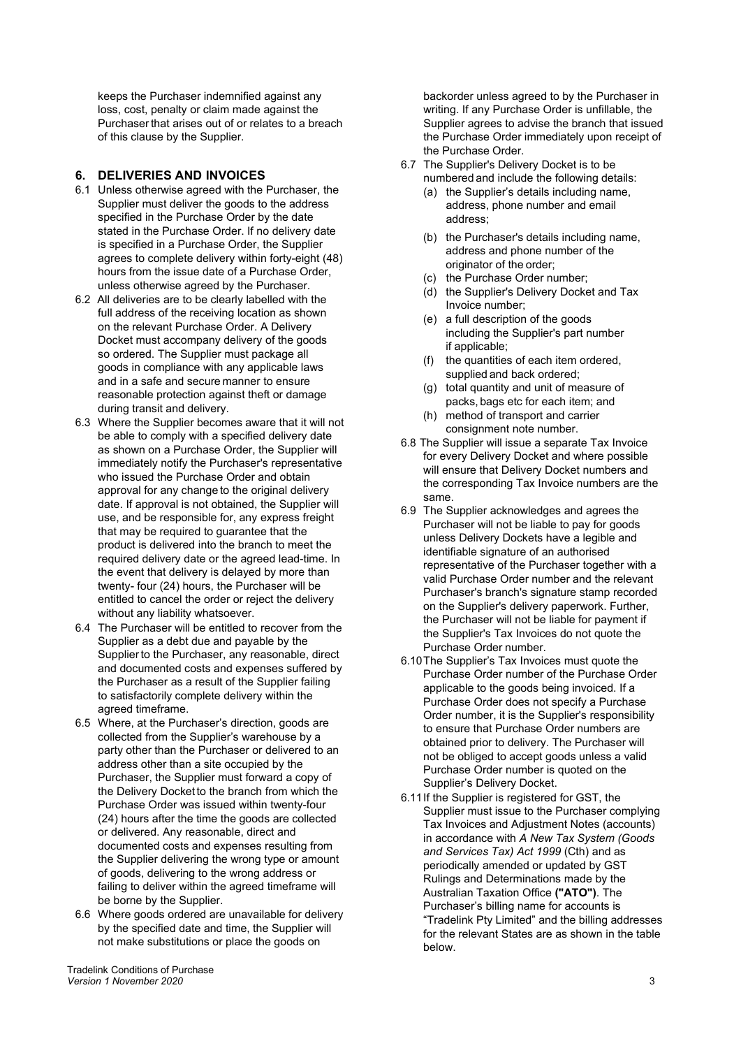keeps the Purchaser indemnified against any loss, cost, penalty or claim made against the Purchaser that arises out of or relates to a breach of this clause by the Supplier.

## 6. DELIVERIES AND INVOICES

6.1 Unless otherwise agreed with the Purchaser, the Supplier must deliver the goods to the address specified in the Purchase Order by the date stated in the Purchase Order. If no delivery date is specified in a Purchase Order, the Supplier agrees to complete delivery within forty-eight (48) hours from the issue date of a Purchase Order, unless otherwise agreed by the Purchaser.

6.2 All deliveries are to be clearly labelled with the full address of the receiving location as shown on the relevant Purchase Order. A Delivery Docket must accompany delivery of the goods so ordered. The Supplier must package all goods in compliance with any applicable laws and in a safe and secure manner to ensure reasonable protection against theft or damage during transit and delivery.

6.3 Where the Supplier becomes aware that it will not be able to comply with a specified delivery date as shown on a Purchase Order, the Supplier will immediately notify the Purchaser's representative who issued the Purchase Order and obtain approval for any change to the original delivery date. If approval is not obtained, the Supplier will use, and be responsible for, any express freight that may be required to guarantee that the product is delivered into the branch to meet the required delivery date or the agreed lead-time. In the event that delivery is delayed by more than twenty- four (24) hours, the Purchaser will be entitled to cancel the order or reject the delivery without any liability whatsoever.

6.4 The Purchaser will be entitled to recover from the Supplier as a debt due and payable by the Supplier to the Purchaser, any reasonable, direct and documented costs and expenses suffered by the Purchaser as a result of the Supplier failing to satisfactorily complete delivery within the agreed timeframe.

6.5 Where, at the Purchaser's direction, goods are collected from the Supplier's warehouse by a party other than the Purchaser or delivered to an address other than a site occupied by the Purchaser, the Supplier must forward a copy of the Delivery Docket to the branch from which the Purchase Order was issued within twenty-four (24) hours after the time the goods are collected or delivered. Any reasonable, direct and documented costs and expenses resulting from the Supplier delivering the wrong type or amount of goods, delivering to the wrong address or failing to deliver within the agreed timeframe will be borne by the Supplier.

6.6 Where goods ordered are unavailable for delivery by the specified date and time, the Supplier will not make substitutions or place the goods on backorder unless agreed to by the Purchaser in writing. If any Purchase Order is unfillable, the Supplier agrees to advise the branch that issued the Purchase Order immediately upon receipt of the Purchase Order.

6.7 The Supplier's Delivery Docket is to be numbered and include the following details:

(a) the Supplier's details including name, address, phone number and email address;

(b) the Purchaser's details including name, address and phone number of the originator of the order;

(c) the Purchase Order number;

(d) the Supplier's Delivery Docket and Tax Invoice number;

(e) a full description of the goods including the Supplier's part number if applicable;

(f) the quantities of each item ordered, supplied and back ordered;

(g) total quantity and unit of measure of packs, bags etc for each item; and

(h) method of transport and carrier consignment note number.

6.8 The Supplier will issue a separate Tax Invoice for every Delivery Docket and where possible will ensure that Delivery Docket numbers and the corresponding Tax Invoice numbers are the same.

6.9 The Supplier acknowledges and agrees the Purchaser will not be liable to pay for goods unless Delivery Dockets have a legible and identifiable signature of an authorised representative of the Purchaser together with a valid Purchase Order number and the relevant Purchaser's branch's signature stamp recorded on the Supplier's delivery paperwork. Further, the Purchaser will not be liable for payment if the Supplier's Tax Invoices do not quote the Purchase Order number.

6.10 The Supplier's Tax Invoices must quote the Purchase Order number of the Purchase Order applicable to the goods being invoiced. If a Purchase Order does not specify a Purchase Order number, it is the Supplier's responsibility to ensure that Purchase Order numbers are obtained prior to delivery. The Purchaser will not be obliged to accept goods unless a valid Purchase Order number is quoted on the Supplier's Delivery Docket.

6.11 If the Supplier is registered for GST, the Supplier must issue to the Purchaser complying Tax Invoices and Adjustment Notes (accounts) in accordance with *A New Tax System (Goods and Services Tax) Act 1999* (Cth) and as periodically amended or updated by GST Rulings and Determinations made by the Australian Taxation Office **("ATO")**. The Purchaser's billing name for accounts is "Tradelink Pty Limited" and the billing addresses for the relevant States are as shown in the table below.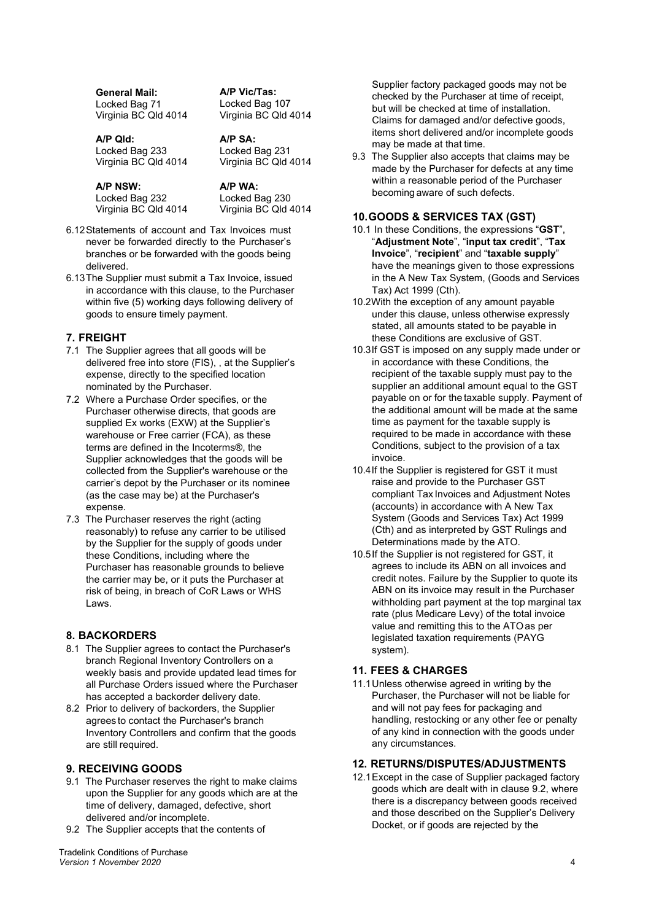| General Mail: | A/P Vic/Tas: |
| --- | --- |
| Locked Bag 71<br>Virginia BC Qld 4014 | Locked Bag 107<br>Virginia BC Qld 4014 |
| **A/P Qld:**<br>Locked Bag 233<br>Virginia BC Qld 4014 | **A/P SA:**<br>Locked Bag 231<br>Virginia BC Qld 4014 |
| **A/P NSW:**<br>Locked Bag 232<br>Virginia BC Qld 4014 | **A/P WA:**<br>Locked Bag 230<br>Virginia BC Qld 4014 |

6.12 Statements of account and Tax Invoices must never be forwarded directly to the Purchaser's branches or be forwarded with the goods being delivered.

6.13 The Supplier must submit a Tax Invoice, issued in accordance with this clause, to the Purchaser within five (5) working days following delivery of goods to ensure timely payment.

## 7. FREIGHT

7.1 The Supplier agrees that all goods will be delivered free into store (FIS), , at the Supplier's expense, directly to the specified location nominated by the Purchaser.

7.2 Where a Purchase Order specifies, or the Purchaser otherwise directs, that goods are supplied Ex works (EXW) at the Supplier's warehouse or Free carrier (FCA), as these terms are defined in the Incoterms®, the Supplier acknowledges that the goods will be collected from the Supplier's warehouse or the carrier's depot by the Purchaser or its nominee (as the case may be) at the Purchaser's expense.

7.3 The Purchaser reserves the right (acting reasonably) to refuse any carrier to be utilised by the Supplier for the supply of goods under these Conditions, including where the Purchaser has reasonable grounds to believe the carrier may be, or it puts the Purchaser at risk of being, in breach of CoR Laws or WHS Laws.

## 8. BACKORDERS

8.1 The Supplier agrees to contact the Purchaser's branch Regional Inventory Controllers on a weekly basis and provide updated lead times for all Purchase Orders issued where the Purchaser has accepted a backorder delivery date.

8.2 Prior to delivery of backorders, the Supplier agrees to contact the Purchaser's branch Inventory Controllers and confirm that the goods are still required.

## 9. RECEIVING GOODS

9.1 The Purchaser reserves the right to make claims upon the Supplier for any goods which are at the time of delivery, damaged, defective, short delivered and/or incomplete.

9.2 The Supplier accepts that the contents of Supplier factory packaged goods may not be checked by the Purchaser at time of receipt, but will be checked at time of installation. Claims for damaged and/or defective goods, items short delivered and/or incomplete goods may be made at that time.

9.3 The Supplier also accepts that claims may be made by the Purchaser for defects at any time within a reasonable period of the Purchaser becoming aware of such defects.

## 10. GOODS & SERVICES TAX (GST)

10.1 In these Conditions, the expressions "**GST**", "**Adjustment Note**", "**input tax credit**", "**Tax Invoice**", "**recipient**" and "**taxable supply**" have the meanings given to those expressions in the A New Tax System, (Goods and Services Tax) Act 1999 (Cth).

10.2 With the exception of any amount payable under this clause, unless otherwise expressly stated, all amounts stated to be payable in these Conditions are exclusive of GST.

10.3 If GST is imposed on any supply made under or in accordance with these Conditions, the recipient of the taxable supply must pay to the supplier an additional amount equal to the GST payable on or for the taxable supply. Payment of the additional amount will be made at the same time as payment for the taxable supply is required to be made in accordance with these Conditions, subject to the provision of a tax invoice.

10.4 If the Supplier is registered for GST it must raise and provide to the Purchaser GST compliant Tax Invoices and Adjustment Notes (accounts) in accordance with A New Tax System (Goods and Services Tax) Act 1999 (Cth) and as interpreted by GST Rulings and Determinations made by the ATO.

10.5 If the Supplier is not registered for GST, it agrees to include its ABN on all invoices and credit notes. Failure by the Supplier to quote its ABN on its invoice may result in the Purchaser withholding part payment at the top marginal tax rate (plus Medicare Levy) of the total invoice value and remitting this to the ATO as per legislated taxation requirements (PAYG system).

## 11. FEES & CHARGES

11.1 Unless otherwise agreed in writing by the Purchaser, the Purchaser will not be liable for and will not pay fees for packaging and handling, restocking or any other fee or penalty of any kind in connection with the goods under any circumstances.

## 12. RETURNS/DISPUTES/ADJUSTMENTS

12.1 Except in the case of Supplier packaged factory goods which are dealt with in clause 9.2, where there is a discrepancy between goods received and those described on the Supplier's Delivery Docket, or if goods are rejected by the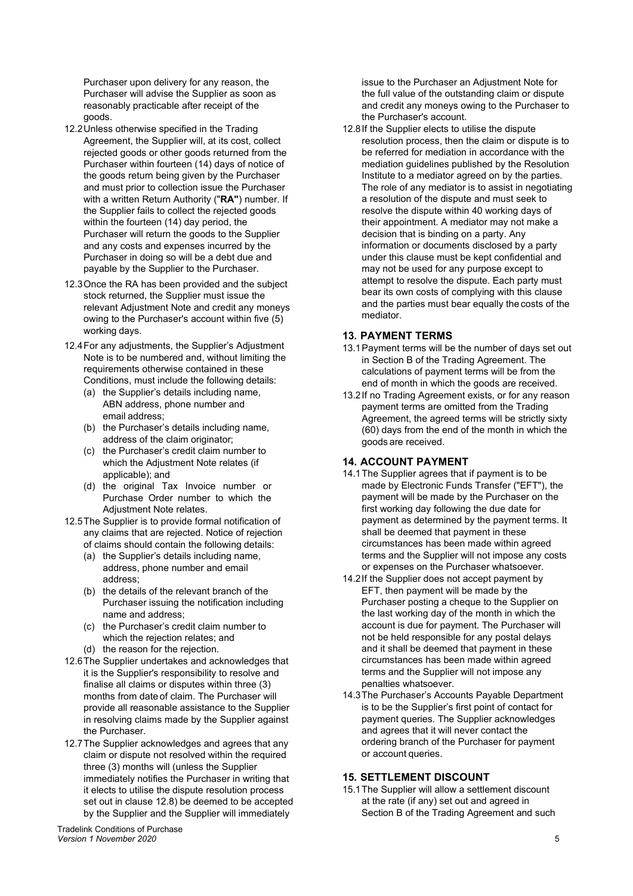Purchaser upon delivery for any reason, the Purchaser will advise the Supplier as soon as reasonably practicable after receipt of the goods.

12.2 Unless otherwise specified in the Trading Agreement, the Supplier will, at its cost, collect rejected goods or other goods returned from the Purchaser within fourteen (14) days of notice of the goods return being given by the Purchaser and must prior to collection issue the Purchaser with a written Return Authority ("**RA**") number. If the Supplier fails to collect the rejected goods within the fourteen (14) day period, the Purchaser will return the goods to the Supplier and any costs and expenses incurred by the Purchaser in doing so will be a debt due and payable by the Supplier to the Purchaser.

12.3 Once the RA has been provided and the subject stock returned, the Supplier must issue the relevant Adjustment Note and credit any moneys owing to the Purchaser's account within five (5) working days.

12.4 For any adjustments, the Supplier's Adjustment Note is to be numbered and, without limiting the requirements otherwise contained in these Conditions, must include the following details:

- (a) the Supplier's details including name, ABN address, phone number and email address;
- (b) the Purchaser's details including name, address of the claim originator;
- (c) the Purchaser's credit claim number to which the Adjustment Note relates (if applicable); and
- (d) the original Tax Invoice number or Purchase Order number to which the Adjustment Note relates.

12.5 The Supplier is to provide formal notification of any claims that are rejected. Notice of rejection of claims should contain the following details:

- (a) the Supplier's details including name, address, phone number and email address;
- (b) the details of the relevant branch of the Purchaser issuing the notification including name and address;
- (c) the Purchaser's credit claim number to which the rejection relates; and
- (d) the reason for the rejection.

12.6 The Supplier undertakes and acknowledges that it is the Supplier's responsibility to resolve and finalise all claims or disputes within three (3) months from date of claim. The Purchaser will provide all reasonable assistance to the Supplier in resolving claims made by the Supplier against the Purchaser.

12.7 The Supplier acknowledges and agrees that any claim or dispute not resolved within the required three (3) months will (unless the Supplier immediately notifies the Purchaser in writing that it elects to utilise the dispute resolution process set out in clause 12.8) be deemed to be accepted by the Supplier and the Supplier will immediately issue to the Purchaser an Adjustment Note for the full value of the outstanding claim or dispute and credit any moneys owing to the Purchaser to the Purchaser's account.

12.8 If the Supplier elects to utilise the dispute resolution process, then the claim or dispute is to be referred for mediation in accordance with the mediation guidelines published by the Resolution Institute to a mediator agreed on by the parties. The role of any mediator is to assist in negotiating a resolution of the dispute and must seek to resolve the dispute within 40 working days of their appointment. A mediator may not make a decision that is binding on a party. Any information or documents disclosed by a party under this clause must be kept confidential and may not be used for any purpose except to attempt to resolve the dispute. Each party must bear its own costs of complying with this clause and the parties must bear equally the costs of the mediator.

## 13. PAYMENT TERMS

13.1 Payment terms will be the number of days set out in Section B of the Trading Agreement. The calculations of payment terms will be from the end of month in which the goods are received.

13.2 If no Trading Agreement exists, or for any reason payment terms are omitted from the Trading Agreement, the agreed terms will be strictly sixty (60) days from the end of the month in which the goods are received.

## 14. ACCOUNT PAYMENT

14.1 The Supplier agrees that if payment is to be made by Electronic Funds Transfer ("EFT"), the payment will be made by the Purchaser on the first working day following the due date for payment as determined by the payment terms. It shall be deemed that payment in these circumstances has been made within agreed terms and the Supplier will not impose any costs or expenses on the Purchaser whatsoever.

14.2 If the Supplier does not accept payment by EFT, then payment will be made by the Purchaser posting a cheque to the Supplier on the last working day of the month in which the account is due for payment. The Purchaser will not be held responsible for any postal delays and it shall be deemed that payment in these circumstances has been made within agreed terms and the Supplier will not impose any penalties whatsoever.

14.3 The Purchaser's Accounts Payable Department is to be the Supplier's first point of contact for payment queries. The Supplier acknowledges and agrees that it will never contact the ordering branch of the Purchaser for payment or account queries.

## 15. SETTLEMENT DISCOUNT

15.1 The Supplier will allow a settlement discount at the rate (if any) set out and agreed in Section B of the Trading Agreement and such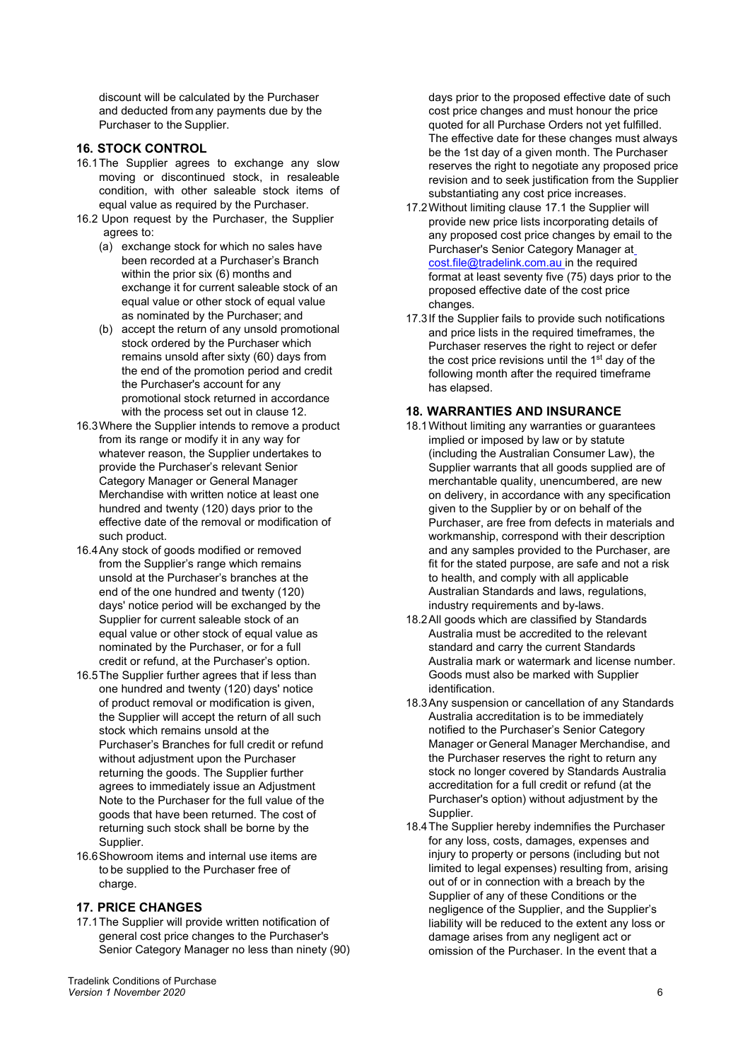discount will be calculated by the Purchaser and deducted from any payments due by the Purchaser to the Supplier.

## 16. STOCK CONTROL

16.1 The Supplier agrees to exchange any slow moving or discontinued stock, in resaleable condition, with other saleable stock items of equal value as required by the Purchaser.

16.2 Upon request by the Purchaser, the Supplier agrees to:

(a) exchange stock for which no sales have been recorded at a Purchaser's Branch within the prior six (6) months and exchange it for current saleable stock of an equal value or other stock of equal value as nominated by the Purchaser; and

(b) accept the return of any unsold promotional stock ordered by the Purchaser which remains unsold after sixty (60) days from the end of the promotion period and credit the Purchaser's account for any promotional stock returned in accordance with the process set out in clause 12.

16.3 Where the Supplier intends to remove a product from its range or modify it in any way for whatever reason, the Supplier undertakes to provide the Purchaser's relevant Senior Category Manager or General Manager Merchandise with written notice at least one hundred and twenty (120) days prior to the effective date of the removal or modification of such product.

16.4 Any stock of goods modified or removed from the Supplier's range which remains unsold at the Purchaser's branches at the end of the one hundred and twenty (120) days' notice period will be exchanged by the Supplier for current saleable stock of an equal value or other stock of equal value as nominated by the Purchaser, or for a full credit or refund, at the Purchaser's option.

16.5 The Supplier further agrees that if less than one hundred and twenty (120) days' notice of product removal or modification is given, the Supplier will accept the return of all such stock which remains unsold at the Purchaser's Branches for full credit or refund without adjustment upon the Purchaser returning the goods. The Supplier further agrees to immediately issue an Adjustment Note to the Purchaser for the full value of the goods that have been returned. The cost of returning such stock shall be borne by the Supplier.

16.6 Showroom items and internal use items are to be supplied to the Purchaser free of charge.

## 17. PRICE CHANGES

17.1 The Supplier will provide written notification of general cost price changes to the Purchaser's Senior Category Manager no less than ninety (90) days prior to the proposed effective date of such cost price changes and must honour the price quoted for all Purchase Orders not yet fulfilled. The effective date for these changes must always be the 1st day of a given month. The Purchaser reserves the right to negotiate any proposed price revision and to seek justification from the Supplier substantiating any cost price increases.

17.2 Without limiting clause 17.1 the Supplier will provide new price lists incorporating details of any proposed cost price changes by email to the Purchaser's Senior Category Manager at cost.file@tradelink.com.au in the required format at least seventy five (75) days prior to the proposed effective date of the cost price changes.

17.3 If the Supplier fails to provide such notifications and price lists in the required timeframes, the Purchaser reserves the right to reject or defer the cost price revisions until the 1st day of the following month after the required timeframe has elapsed.

## 18. WARRANTIES AND INSURANCE

18.1 Without limiting any warranties or guarantees implied or imposed by law or by statute (including the Australian Consumer Law), the Supplier warrants that all goods supplied are of merchantable quality, unencumbered, are new on delivery, in accordance with any specification given to the Supplier by or on behalf of the Purchaser, are free from defects in materials and workmanship, correspond with their description and any samples provided to the Purchaser, are fit for the stated purpose, are safe and not a risk to health, and comply with all applicable Australian Standards and laws, regulations, industry requirements and by-laws.

18.2 All goods which are classified by Standards Australia must be accredited to the relevant standard and carry the current Standards Australia mark or watermark and license number. Goods must also be marked with Supplier identification.

18.3 Any suspension or cancellation of any Standards Australia accreditation is to be immediately notified to the Purchaser's Senior Category Manager or General Manager Merchandise, and the Purchaser reserves the right to return any stock no longer covered by Standards Australia accreditation for a full credit or refund (at the Purchaser's option) without adjustment by the Supplier.

18.4 The Supplier hereby indemnifies the Purchaser for any loss, costs, damages, expenses and injury to property or persons (including but not limited to legal expenses) resulting from, arising out of or in connection with a breach by the Supplier of any of these Conditions or the negligence of the Supplier, and the Supplier's liability will be reduced to the extent any loss or damage arises from any negligent act or omission of the Purchaser. In the event that a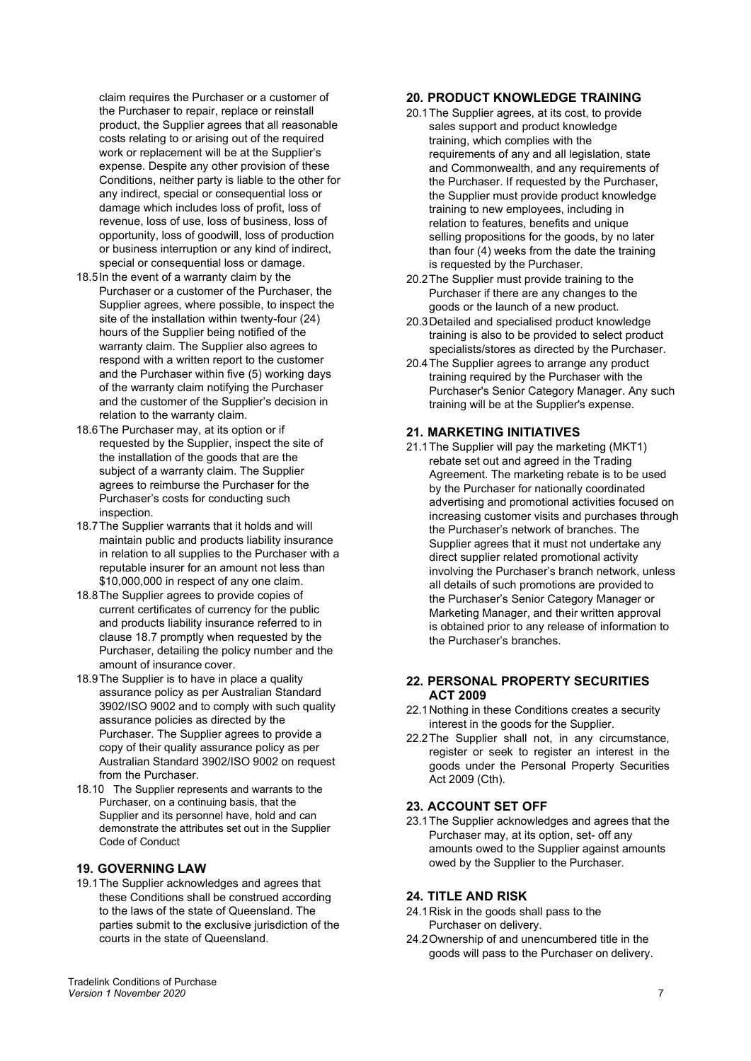claim requires the Purchaser or a customer of the Purchaser to repair, replace or reinstall product, the Supplier agrees that all reasonable costs relating to or arising out of the required work or replacement will be at the Supplier's expense. Despite any other provision of these Conditions, neither party is liable to the other for any indirect, special or consequential loss or damage which includes loss of profit, loss of revenue, loss of use, loss of business, loss of opportunity, loss of goodwill, loss of production or business interruption or any kind of indirect, special or consequential loss or damage.

18.5 In the event of a warranty claim by the Purchaser or a customer of the Purchaser, the Supplier agrees, where possible, to inspect the site of the installation within twenty-four (24) hours of the Supplier being notified of the warranty claim. The Supplier also agrees to respond with a written report to the customer and the Purchaser within five (5) working days of the warranty claim notifying the Purchaser and the customer of the Supplier's decision in relation to the warranty claim.

18.6 The Purchaser may, at its option or if requested by the Supplier, inspect the site of the installation of the goods that are the subject of a warranty claim. The Supplier agrees to reimburse the Purchaser for the Purchaser's costs for conducting such inspection.

18.7 The Supplier warrants that it holds and will maintain public and products liability insurance in relation to all supplies to the Purchaser with a reputable insurer for an amount not less than $10,000,000 in respect of any one claim.

18.8 The Supplier agrees to provide copies of current certificates of currency for the public and products liability insurance referred to in clause 18.7 promptly when requested by the Purchaser, detailing the policy number and the amount of insurance cover.

18.9 The Supplier is to have in place a quality assurance policy as per Australian Standard 3902/ISO 9002 and to comply with such quality assurance policies as directed by the Purchaser. The Supplier agrees to provide a copy of their quality assurance policy as per Australian Standard 3902/ISO 9002 on request from the Purchaser.

18.10 The Supplier represents and warrants to the Purchaser, on a continuing basis, that the Supplier and its personnel have, hold and can demonstrate the attributes set out in the Supplier Code of Conduct

## 19. GOVERNING LAW

19.1 The Supplier acknowledges and agrees that these Conditions shall be construed according to the laws of the state of Queensland. The parties submit to the exclusive jurisdiction of the courts in the state of Queensland.

## 20. PRODUCT KNOWLEDGE TRAINING

20.1 The Supplier agrees, at its cost, to provide sales support and product knowledge training, which complies with the requirements of any and all legislation, state and Commonwealth, and any requirements of the Purchaser. If requested by the Purchaser, the Supplier must provide product knowledge training to new employees, including in relation to features, benefits and unique selling propositions for the goods, by no later than four (4) weeks from the date the training is requested by the Purchaser.

20.2 The Supplier must provide training to the Purchaser if there are any changes to the goods or the launch of a new product.

20.3 Detailed and specialised product knowledge training is also to be provided to select product specialists/stores as directed by the Purchaser.

20.4 The Supplier agrees to arrange any product training required by the Purchaser with the Purchaser's Senior Category Manager. Any such training will be at the Supplier's expense.

## 21. MARKETING INITIATIVES

21.1 The Supplier will pay the marketing (MKT1) rebate set out and agreed in the Trading Agreement. The marketing rebate is to be used by the Purchaser for nationally coordinated advertising and promotional activities focused on increasing customer visits and purchases through the Purchaser's network of branches. The Supplier agrees that it must not undertake any direct supplier related promotional activity involving the Purchaser's branch network, unless all details of such promotions are provided to the Purchaser's Senior Category Manager or Marketing Manager, and their written approval is obtained prior to any release of information to the Purchaser's branches.

## 22. PERSONAL PROPERTY SECURITIES ACT 2009

22.1 Nothing in these Conditions creates a security interest in the goods for the Supplier.

22.2 The Supplier shall not, in any circumstance, register or seek to register an interest in the goods under the Personal Property Securities Act 2009 (Cth).

## 23. ACCOUNT SET OFF

23.1 The Supplier acknowledges and agrees that the Purchaser may, at its option, set- off any amounts owed to the Supplier against amounts owed by the Supplier to the Purchaser.

## 24. TITLE AND RISK

24.1 Risk in the goods shall pass to the Purchaser on delivery.

24.2 Ownership of and unencumbered title in the goods will pass to the Purchaser on delivery.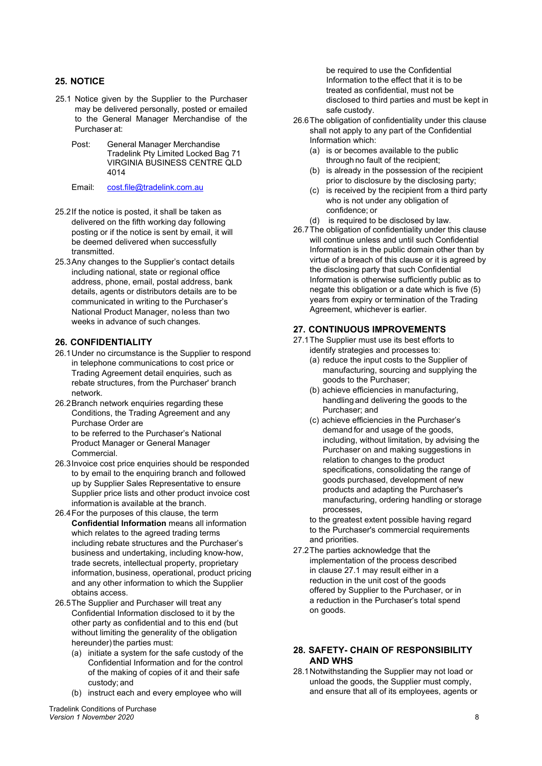## 25. NOTICE

25.1 Notice given by the Supplier to the Purchaser may be delivered personally, posted or emailed to the General Manager Merchandise of the Purchaser at:

Post: General Manager Merchandise
Tradelink Pty Limited Locked Bag 71
VIRGINIA BUSINESS CENTRE QLD 4014

Email: cost.file@tradelink.com.au

25.2 If the notice is posted, it shall be taken as delivered on the fifth working day following posting or if the notice is sent by email, it will be deemed delivered when successfully transmitted.

25.3 Any changes to the Supplier's contact details including national, state or regional office address, phone, email, postal address, bank details, agents or distributors details are to be communicated in writing to the Purchaser's National Product Manager, no less than two weeks in advance of such changes.

## 26. CONFIDENTIALITY

26.1 Under no circumstance is the Supplier to respond in telephone communications to cost price or Trading Agreement detail enquiries, such as rebate structures, from the Purchaser' branch network.

26.2 Branch network enquiries regarding these Conditions, the Trading Agreement and any Purchase Order are to be referred to the Purchaser's National Product Manager or General Manager Commercial.

26.3 Invoice cost price enquiries should be responded to by email to the enquiring branch and followed up by Supplier Sales Representative to ensure Supplier price lists and other product invoice cost information is available at the branch.

26.4 For the purposes of this clause, the term **Confidential Information** means all information which relates to the agreed trading terms including rebate structures and the Purchaser's business and undertaking, including know-how, trade secrets, intellectual property, proprietary information, business, operational, product pricing and any other information to which the Supplier obtains access.

26.5 The Supplier and Purchaser will treat any Confidential Information disclosed to it by the other party as confidential and to this end (but without limiting the generality of the obligation hereunder) the parties must:

(a) initiate a system for the safe custody of the Confidential Information and for the control of the making of copies of it and their safe custody; and

(b) instruct each and every employee who will be required to use the Confidential Information to the effect that it is to be treated as confidential, must not be disclosed to third parties and must be kept in safe custody.

26.6 The obligation of confidentiality under this clause shall not apply to any part of the Confidential Information which:

(a) is or becomes available to the public through no fault of the recipient;

(b) is already in the possession of the recipient prior to disclosure by the disclosing party;

(c) is received by the recipient from a third party who is not under any obligation of confidence; or

(d) is required to be disclosed by law.

26.7 The obligation of confidentiality under this clause will continue unless and until such Confidential Information is in the public domain other than by virtue of a breach of this clause or it is agreed by the disclosing party that such Confidential Information is otherwise sufficiently public as to negate this obligation or a date which is five (5) years from expiry or termination of the Trading Agreement, whichever is earlier.

## 27. CONTINUOUS IMPROVEMENTS

27.1 The Supplier must use its best efforts to identify strategies and processes to:

(a) reduce the input costs to the Supplier of manufacturing, sourcing and supplying the goods to the Purchaser;

(b) achieve efficiencies in manufacturing, handling and delivering the goods to the Purchaser; and

(c) achieve efficiencies in the Purchaser's demand for and usage of the goods, including, without limitation, by advising the Purchaser on and making suggestions in relation to changes to the product specifications, consolidating the range of goods purchased, development of new products and adapting the Purchaser's manufacturing, ordering handling or storage processes,

to the greatest extent possible having regard to the Purchaser's commercial requirements and priorities.

27.2 The parties acknowledge that the implementation of the process described in clause 27.1 may result either in a reduction in the unit cost of the goods offered by Supplier to the Purchaser, or in a reduction in the Purchaser's total spend on goods.

## 28. SAFETY- CHAIN OF RESPONSIBILITY AND WHS

28.1 Notwithstanding the Supplier may not load or unload the goods, the Supplier must comply, and ensure that all of its employees, agents or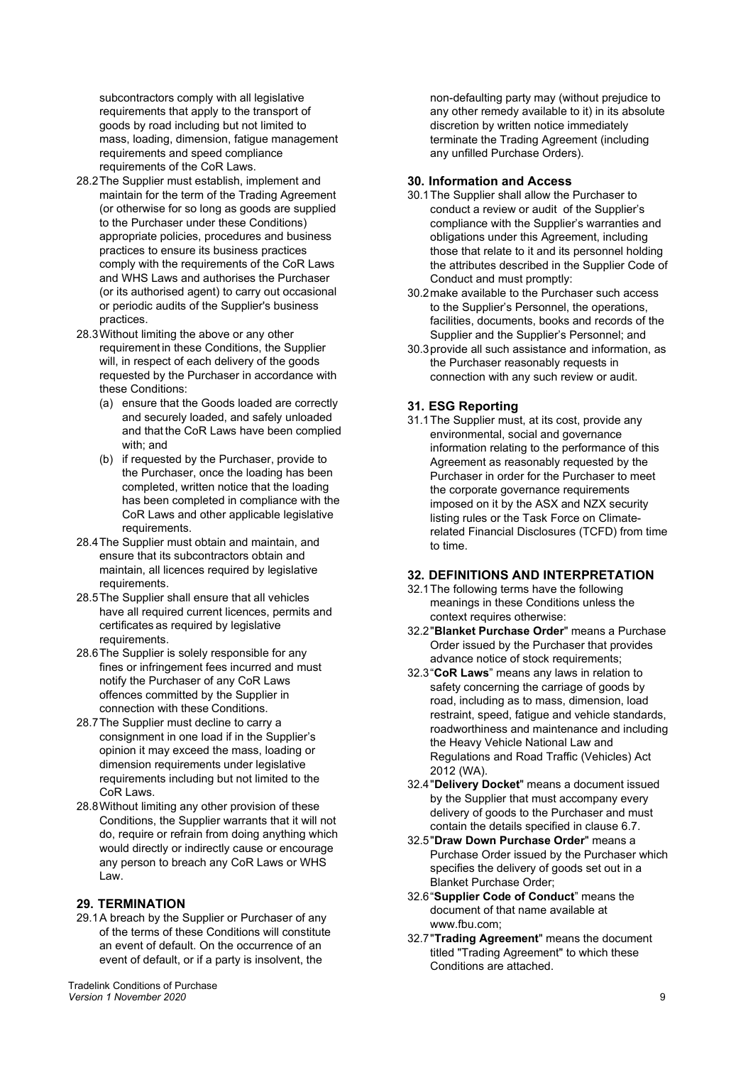subcontractors comply with all legislative requirements that apply to the transport of goods by road including but not limited to mass, loading, dimension, fatigue management requirements and speed compliance requirements of the CoR Laws.

28.2 The Supplier must establish, implement and maintain for the term of the Trading Agreement (or otherwise for so long as goods are supplied to the Purchaser under these Conditions) appropriate policies, procedures and business practices to ensure its business practices comply with the requirements of the CoR Laws and WHS Laws and authorises the Purchaser (or its authorised agent) to carry out occasional or periodic audits of the Supplier's business practices.

28.3 Without limiting the above or any other requirement in these Conditions, the Supplier will, in respect of each delivery of the goods requested by the Purchaser in accordance with these Conditions:

(a) ensure that the Goods loaded are correctly and securely loaded, and safely unloaded and that the CoR Laws have been complied with; and

(b) if requested by the Purchaser, provide to the Purchaser, once the loading has been completed, written notice that the loading has been completed in compliance with the CoR Laws and other applicable legislative requirements.

28.4 The Supplier must obtain and maintain, and ensure that its subcontractors obtain and maintain, all licences required by legislative requirements.

28.5 The Supplier shall ensure that all vehicles have all required current licences, permits and certificates as required by legislative requirements.

28.6 The Supplier is solely responsible for any fines or infringement fees incurred and must notify the Purchaser of any CoR Laws offences committed by the Supplier in connection with these Conditions.

28.7 The Supplier must decline to carry a consignment in one load if in the Supplier's opinion it may exceed the mass, loading or dimension requirements under legislative requirements including but not limited to the CoR Laws.

28.8 Without limiting any other provision of these Conditions, the Supplier warrants that it will not do, require or refrain from doing anything which would directly or indirectly cause or encourage any person to breach any CoR Laws or WHS Law.

## 29. TERMINATION

29.1 A breach by the Supplier or Purchaser of any of the terms of these Conditions will constitute an event of default. On the occurrence of an event of default, or if a party is insolvent, the non-defaulting party may (without prejudice to any other remedy available to it) in its absolute discretion by written notice immediately terminate the Trading Agreement (including any unfilled Purchase Orders).

## 30. Information and Access

30.1 The Supplier shall allow the Purchaser to conduct a review or audit of the Supplier's compliance with the Supplier's warranties and obligations under this Agreement, including those that relate to it and its personnel holding the attributes described in the Supplier Code of Conduct and must promptly:

30.2 make available to the Purchaser such access to the Supplier's Personnel, the operations, facilities, documents, books and records of the Supplier and the Supplier's Personnel; and

30.3 provide all such assistance and information, as the Purchaser reasonably requests in connection with any such review or audit.

## 31. ESG Reporting

31.1 The Supplier must, at its cost, provide any environmental, social and governance information relating to the performance of this Agreement as reasonably requested by the Purchaser in order for the Purchaser to meet the corporate governance requirements imposed on it by the ASX and NZX security listing rules or the Task Force on Climate-related Financial Disclosures (TCFD) from time to time.

## 32. DEFINITIONS AND INTERPRETATION

32.1 The following terms have the following meanings in these Conditions unless the context requires otherwise:

32.2 "**Blanket Purchase Order**" means a Purchase Order issued by the Purchaser that provides advance notice of stock requirements;

32.3 "**CoR Laws**" means any laws in relation to safety concerning the carriage of goods by road, including as to mass, dimension, load restraint, speed, fatigue and vehicle standards, roadworthiness and maintenance and including the Heavy Vehicle National Law and Regulations and Road Traffic (Vehicles) Act 2012 (WA).

32.4 "**Delivery Docket**" means a document issued by the Supplier that must accompany every delivery of goods to the Purchaser and must contain the details specified in clause 6.7.

32.5 "**Draw Down Purchase Order**" means a Purchase Order issued by the Purchaser which specifies the delivery of goods set out in a Blanket Purchase Order;

32.6 "**Supplier Code of Conduct**" means the document of that name available at www.fbu.com;

32.7 "**Trading Agreement**" means the document titled "Trading Agreement" to which these Conditions are attached.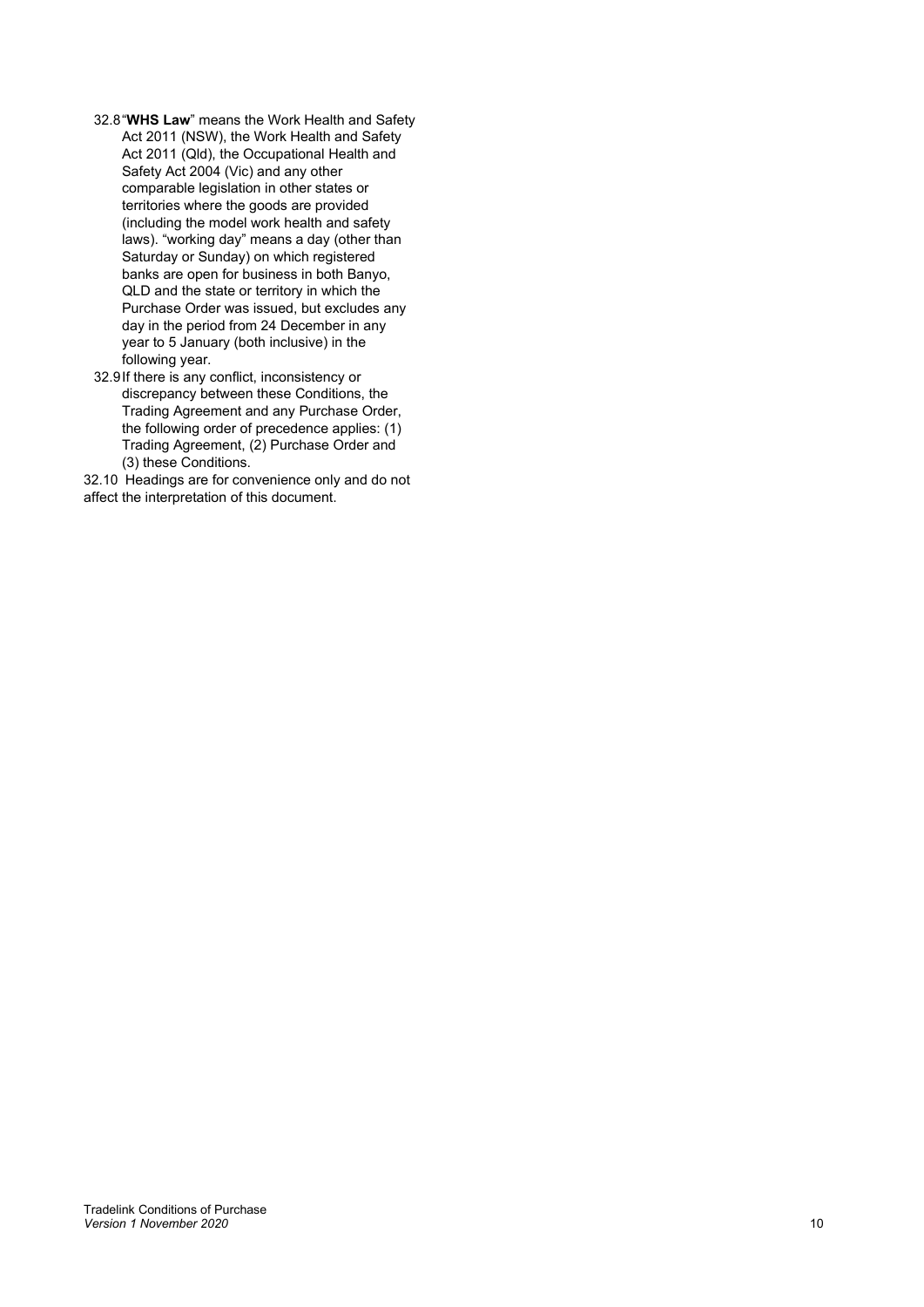32.8 "**WHS Law**" means the Work Health and Safety Act 2011 (NSW), the Work Health and Safety Act 2011 (Qld), the Occupational Health and Safety Act 2004 (Vic) and any other comparable legislation in other states or territories where the goods are provided (including the model work health and safety laws). "working day" means a day (other than Saturday or Sunday) on which registered banks are open for business in both Banyo, QLD and the state or territory in which the Purchase Order was issued, but excludes any day in the period from 24 December in any year to 5 January (both inclusive) in the following year.

32.9 If there is any conflict, inconsistency or discrepancy between these Conditions, the Trading Agreement and any Purchase Order, the following order of precedence applies: (1) Trading Agreement, (2) Purchase Order and (3) these Conditions.

32.10 Headings are for convenience only and do not affect the interpretation of this document.